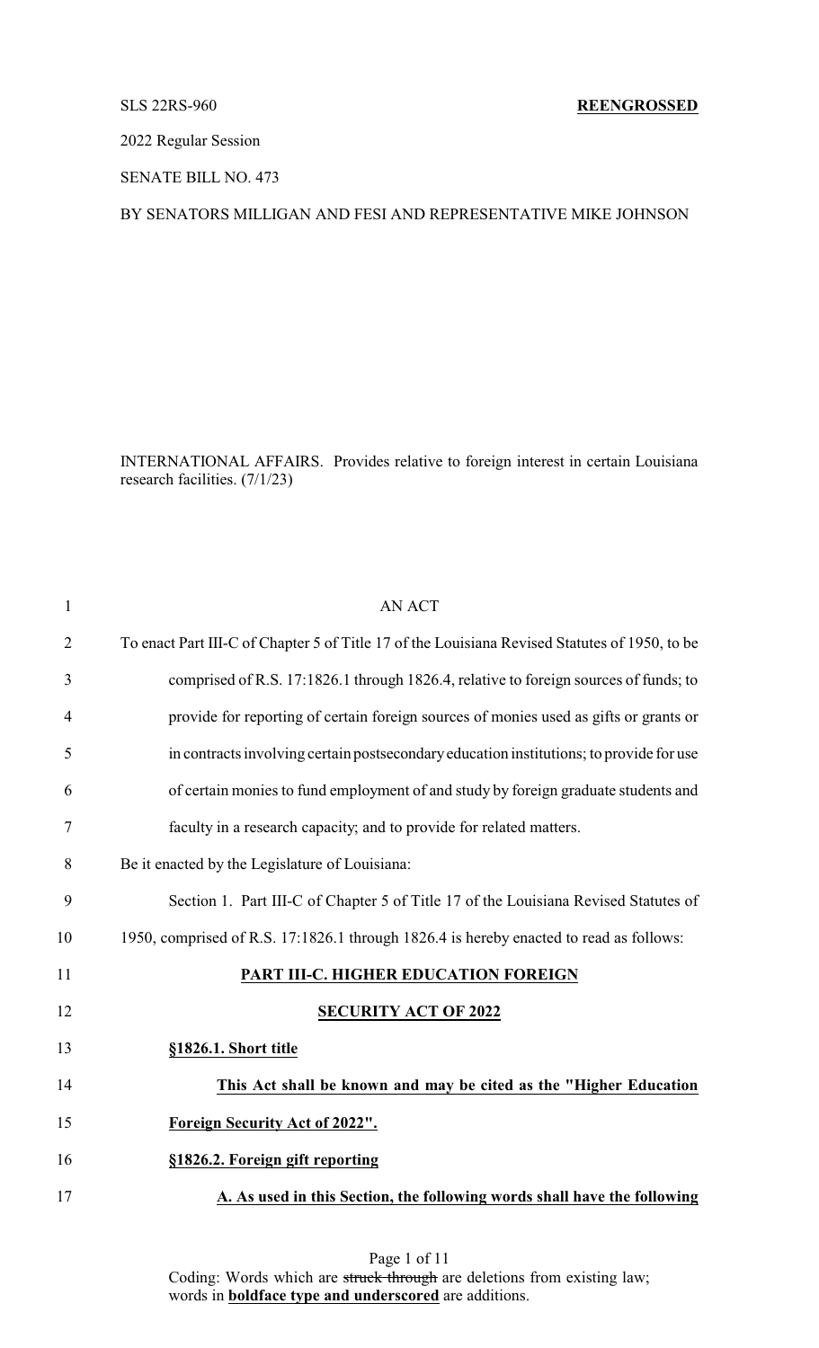SLS 22RS-960 **REENGROSSED**

2022 Regular Session

SENATE BILL NO. 473

BY SENATORS MILLIGAN AND FESI AND REPRESENTATIVE MIKE JOHNSON

INTERNATIONAL AFFAIRS. Provides relative to foreign interest in certain Louisiana research facilities. (7/1/23)

AN ACT

To enact Part III-C of Chapter 5 of Title 17 of the Louisiana Revised Statutes of 1950, to be comprised of R.S. 17:1826.1 through 1826.4, relative to foreign sources of funds; to provide for reporting of certain foreign sources of monies used as gifts or grants or in contracts involving certain postsecondary education institutions; to provide for use of certain monies to fund employment of and study by foreign graduate students and faculty in a research capacity; and to provide for related matters.

Be it enacted by the Legislature of Louisiana:

Section 1. Part III-C of Chapter 5 of Title 17 of the Louisiana Revised Statutes of 1950, comprised of R.S. 17:1826.1 through 1826.4 is hereby enacted to read as follows:

**PART III-C. HIGHER EDUCATION FOREIGN SECURITY ACT OF 2022**

**§1826.1. Short title**

**This Act shall be known and may be cited as the "Higher Education Foreign Security Act of 2022".**

**§1826.2. Foreign gift reporting**

**A. As used in this Section, the following words shall have the following**

Coding: Words which are ~~struck through~~ are deletions from existing law; words in **boldface type and underscored** are additions.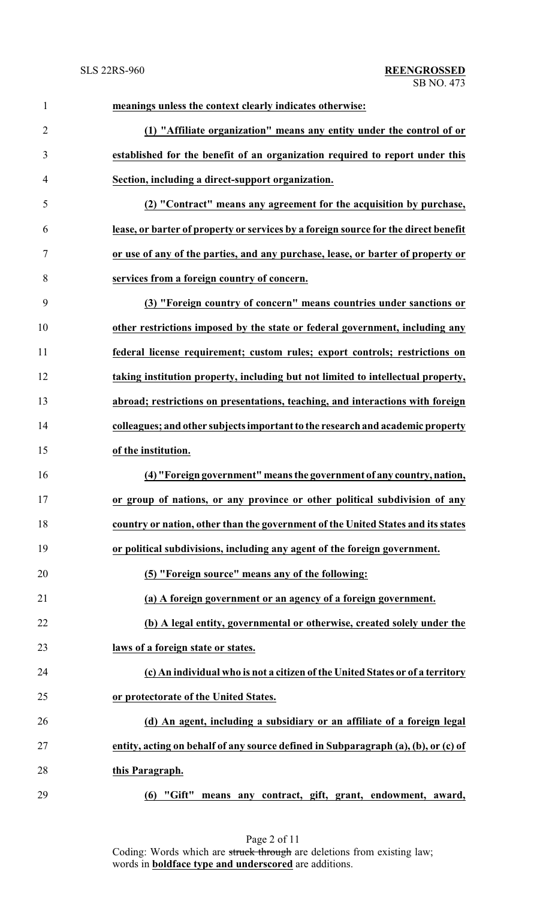**meanings unless the context clearly indicates otherwise:**

**(1) "Affiliate organization" means any entity under the control of or established for the benefit of an organization required to report under this Section, including a direct-support organization.**

**(2) "Contract" means any agreement for the acquisition by purchase, lease, or barter of property or services by a foreign source for the direct benefit or use of any of the parties, and any purchase, lease, or barter of property or services from a foreign country of concern.**

**(3) "Foreign country of concern" means countries under sanctions or other restrictions imposed by the state or federal government, including any federal license requirement; custom rules; export controls; restrictions on taking institution property, including but not limited to intellectual property, abroad; restrictions on presentations, teaching, and interactions with foreign colleagues; and other subjects important to the research and academic property of the institution.**

**(4) "Foreign government" means the government of any country, nation, or group of nations, or any province or other political subdivision of any country or nation, other than the government of the United States and its states or political subdivisions, including any agent of the foreign government.**

**(5) "Foreign source" means any of the following:**

**(a) A foreign government or an agency of a foreign government.**

**(b) A legal entity, governmental or otherwise, created solely under the laws of a foreign state or states.**

**(c) An individual who is not a citizen of the United States or of a territory or protectorate of the United States.**

**(d) An agent, including a subsidiary or an affiliate of a foreign legal entity, acting on behalf of any source defined in Subparagraph (a), (b), or (c) of this Paragraph.**

**(6) "Gift" means any contract, gift, grant, endowment, award,**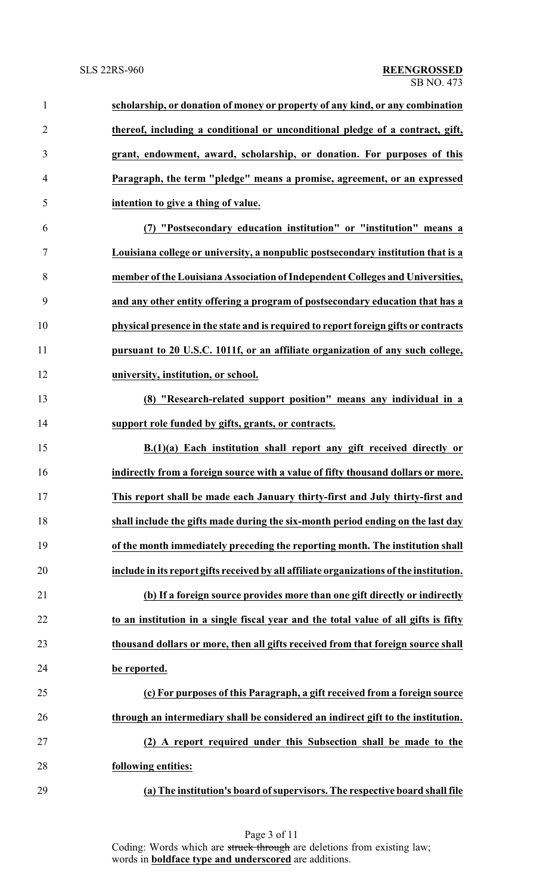**scholarship, or donation of money or property of any kind, or any combination thereof, including a conditional or unconditional pledge of a contract, gift, grant, endowment, award, scholarship, or donation. For purposes of this Paragraph, the term "pledge" means a promise, agreement, or an expressed intention to give a thing of value.**

**(7) "Postsecondary education institution" or "institution" means a Louisiana college or university, a nonpublic postsecondary institution that is a member of the Louisiana Association of Independent Colleges and Universities, and any other entity offering a program of postsecondary education that has a physical presence in the state and is required to report foreign gifts or contracts pursuant to 20 U.S.C. 1011f, or an affiliate organization of any such college, university, institution, or school.**

**(8) "Research-related support position" means any individual in a support role funded by gifts, grants, or contracts.**

**B.(1)(a) Each institution shall report any gift received directly or indirectly from a foreign source with a value of fifty thousand dollars or more. This report shall be made each January thirty-first and July thirty-first and shall include the gifts made during the six-month period ending on the last day of the month immediately preceding the reporting month. The institution shall include in its report gifts received by all affiliate organizations of the institution.**

**(b) If a foreign source provides more than one gift directly or indirectly to an institution in a single fiscal year and the total value of all gifts is fifty thousand dollars or more, then all gifts received from that foreign source shall be reported.**

**(c) For purposes of this Paragraph, a gift received from a foreign source through an intermediary shall be considered an indirect gift to the institution.**

**(2) A report required under this Subsection shall be made to the following entities:**

**(a) The institution's board of supervisors. The respective board shall file**

Coding: Words which are ~~struck through~~ are deletions from existing law; words in **boldface type and underscored** are additions.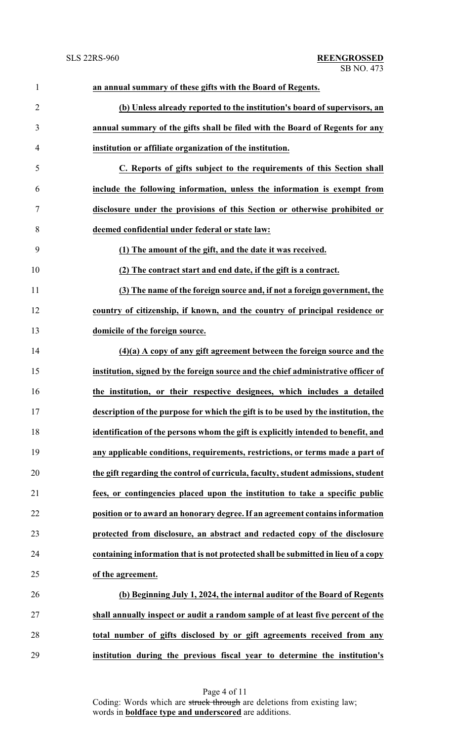**an annual summary of these gifts with the Board of Regents.**

**(b) Unless already reported to the institution's board of supervisors, an annual summary of the gifts shall be filed with the Board of Regents for any institution or affiliate organization of the institution.**

**C. Reports of gifts subject to the requirements of this Section shall include the following information, unless the information is exempt from disclosure under the provisions of this Section or otherwise prohibited or deemed confidential under federal or state law:**

**(1) The amount of the gift, and the date it was received.**

**(2) The contract start and end date, if the gift is a contract.**

**(3) The name of the foreign source and, if not a foreign government, the country of citizenship, if known, and the country of principal residence or domicile of the foreign source.**

**(4)(a) A copy of any gift agreement between the foreign source and the institution, signed by the foreign source and the chief administrative officer of the institution, or their respective designees, which includes a detailed description of the purpose for which the gift is to be used by the institution, the identification of the persons whom the gift is explicitly intended to benefit, and any applicable conditions, requirements, restrictions, or terms made a part of the gift regarding the control of curricula, faculty, student admissions, student fees, or contingencies placed upon the institution to take a specific public position or to award an honorary degree. If an agreement contains information protected from disclosure, an abstract and redacted copy of the disclosure containing information that is not protected shall be submitted in lieu of a copy of the agreement.**

**(b) Beginning July 1, 2024, the internal auditor of the Board of Regents shall annually inspect or audit a random sample of at least five percent of the total number of gifts disclosed by or gift agreements received from any institution during the previous fiscal year to determine the institution's**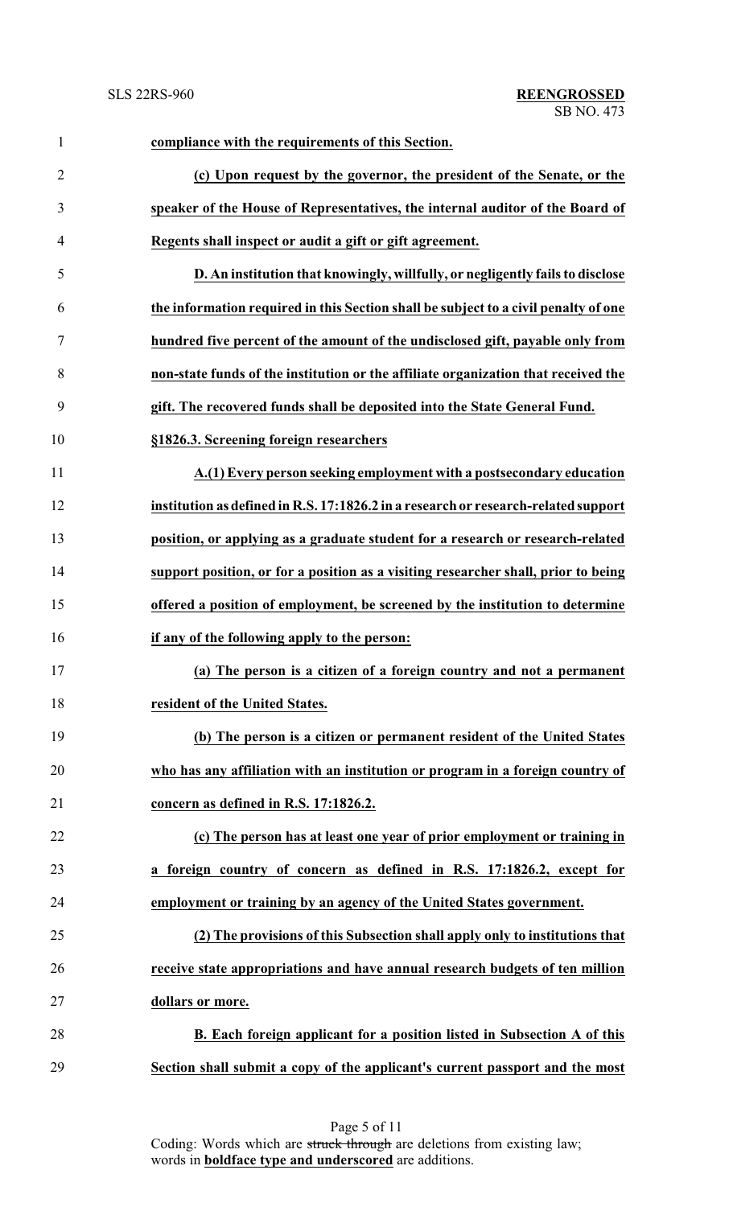**compliance with the requirements of this Section.**

**(c) Upon request by the governor, the president of the Senate, or the speaker of the House of Representatives, the internal auditor of the Board of Regents shall inspect or audit a gift or gift agreement.**

**D. An institution that knowingly, willfully, or negligently fails to disclose the information required in this Section shall be subject to a civil penalty of one hundred five percent of the amount of the undisclosed gift, payable only from non-state funds of the institution or the affiliate organization that received the gift. The recovered funds shall be deposited into the State General Fund.**

**§1826.3. Screening foreign researchers**

**A.(1) Every person seeking employment with a postsecondary education institution as defined in R.S. 17:1826.2 in a research or research-related support position, or applying as a graduate student for a research or research-related support position, or for a position as a visiting researcher shall, prior to being offered a position of employment, be screened by the institution to determine if any of the following apply to the person:**

**(a) The person is a citizen of a foreign country and not a permanent resident of the United States.**

**(b) The person is a citizen or permanent resident of the United States who has any affiliation with an institution or program in a foreign country of concern as defined in R.S. 17:1826.2.**

**(c) The person has at least one year of prior employment or training in a foreign country of concern as defined in R.S. 17:1826.2, except for employment or training by an agency of the United States government.**

**(2) The provisions of this Subsection shall apply only to institutions that receive state appropriations and have annual research budgets of ten million dollars or more.**

**B. Each foreign applicant for a position listed in Subsection A of this Section shall submit a copy of the applicant's current passport and the most**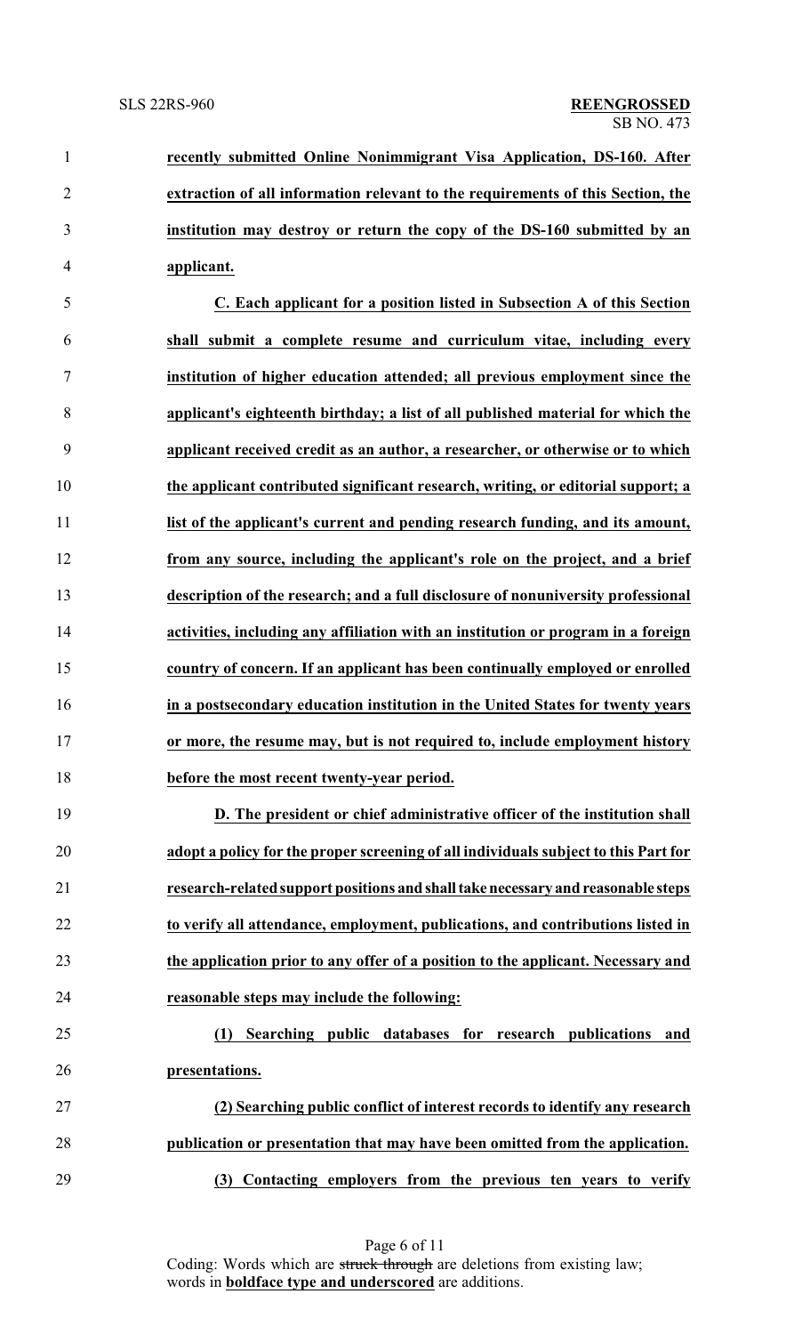**recently submitted Online Nonimmigrant Visa Application, DS-160. After extraction of all information relevant to the requirements of this Section, the institution may destroy or return the copy of the DS-160 submitted by an applicant.**

**C. Each applicant for a position listed in Subsection A of this Section shall submit a complete resume and curriculum vitae, including every institution of higher education attended; all previous employment since the applicant's eighteenth birthday; a list of all published material for which the applicant received credit as an author, a researcher, or otherwise or to which the applicant contributed significant research, writing, or editorial support; a list of the applicant's current and pending research funding, and its amount, from any source, including the applicant's role on the project, and a brief description of the research; and a full disclosure of nonuniversity professional activities, including any affiliation with an institution or program in a foreign country of concern. If an applicant has been continually employed or enrolled in a postsecondary education institution in the United States for twenty years or more, the resume may, but is not required to, include employment history before the most recent twenty-year period.**

**D. The president or chief administrative officer of the institution shall adopt a policy for the proper screening of all individuals subject to this Part for research-related support positions and shall take necessary and reasonable steps to verify all attendance, employment, publications, and contributions listed in the application prior to any offer of a position to the applicant. Necessary and reasonable steps may include the following:**

**(1) Searching public databases for research publications and presentations.**

**(2) Searching public conflict of interest records to identify any research publication or presentation that may have been omitted from the application.**

**(3) Contacting employers from the previous ten years to verify**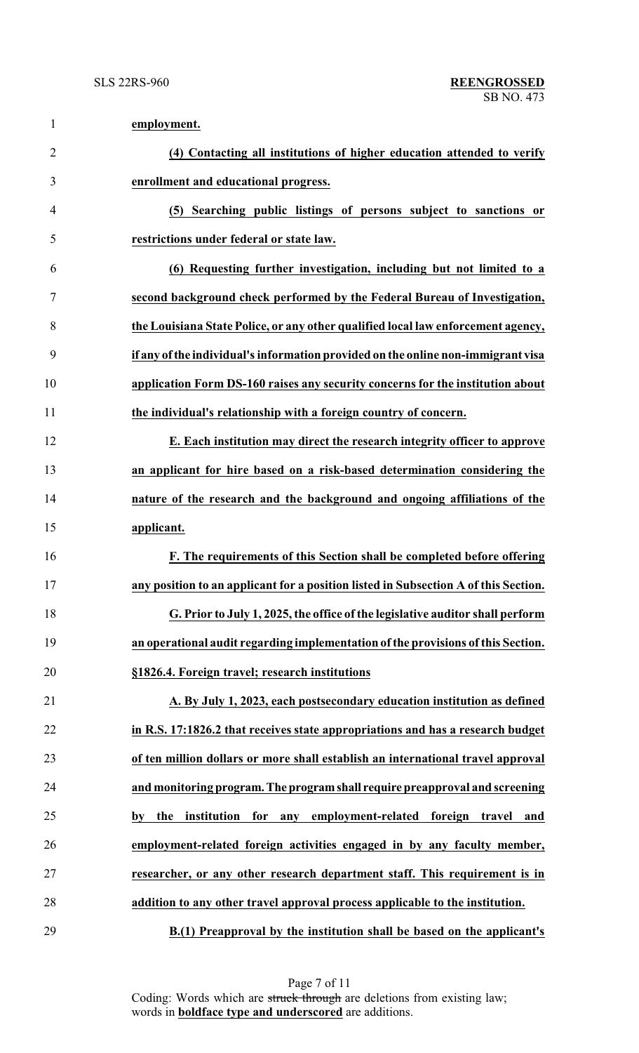**employment.**

**(4) Contacting all institutions of higher education attended to verify enrollment and educational progress.**

**(5) Searching public listings of persons subject to sanctions or restrictions under federal or state law.**

**(6) Requesting further investigation, including but not limited to a second background check performed by the Federal Bureau of Investigation, the Louisiana State Police, or any other qualified local law enforcement agency, if any of the individual's information provided on the online non-immigrant visa application Form DS-160 raises any security concerns for the institution about the individual's relationship with a foreign country of concern.**

**E. Each institution may direct the research integrity officer to approve an applicant for hire based on a risk-based determination considering the nature of the research and the background and ongoing affiliations of the applicant.**

**F. The requirements of this Section shall be completed before offering any position to an applicant for a position listed in Subsection A of this Section.**

**G. Prior to July 1, 2025, the office of the legislative auditor shall perform an operational audit regarding implementation of the provisions of this Section.**

**§1826.4. Foreign travel; research institutions**

**A. By July 1, 2023, each postsecondary education institution as defined in R.S. 17:1826.2 that receives state appropriations and has a research budget of ten million dollars or more shall establish an international travel approval and monitoring program. The program shall require preapproval and screening by the institution for any employment-related foreign travel and employment-related foreign activities engaged in by any faculty member, researcher, or any other research department staff. This requirement is in addition to any other travel approval process applicable to the institution.**

**B.(1) Preapproval by the institution shall be based on the applicant's**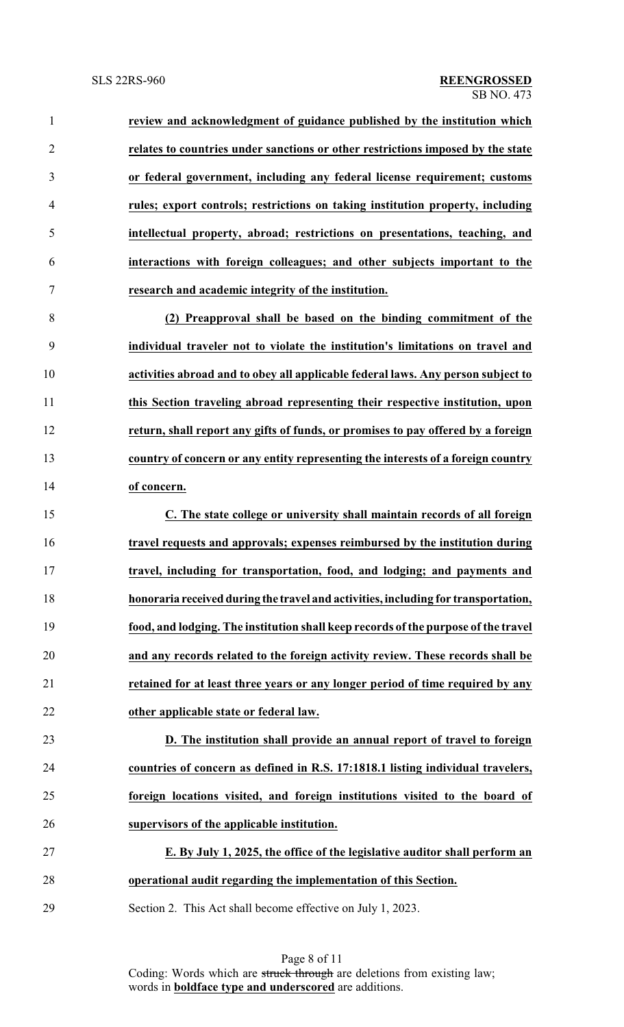**review and acknowledgment of guidance published by the institution which relates to countries under sanctions or other restrictions imposed by the state or federal government, including any federal license requirement; customs rules; export controls; restrictions on taking institution property, including intellectual property, abroad; restrictions on presentations, teaching, and interactions with foreign colleagues; and other subjects important to the research and academic integrity of the institution.**

**(2) Preapproval shall be based on the binding commitment of the individual traveler not to violate the institution's limitations on travel and activities abroad and to obey all applicable federal laws. Any person subject to this Section traveling abroad representing their respective institution, upon return, shall report any gifts of funds, or promises to pay offered by a foreign country of concern or any entity representing the interests of a foreign country of concern.**

**C. The state college or university shall maintain records of all foreign travel requests and approvals; expenses reimbursed by the institution during travel, including for transportation, food, and lodging; and payments and honoraria received during the travel and activities, including for transportation, food, and lodging. The institution shall keep records of the purpose of the travel and any records related to the foreign activity review. These records shall be retained for at least three years or any longer period of time required by any other applicable state or federal law.**

**D. The institution shall provide an annual report of travel to foreign countries of concern as defined in R.S. 17:1818.1 listing individual travelers, foreign locations visited, and foreign institutions visited to the board of supervisors of the applicable institution.**

**E. By July 1, 2025, the office of the legislative auditor shall perform an operational audit regarding the implementation of this Section.**

Section 2. This Act shall become effective on July 1, 2023.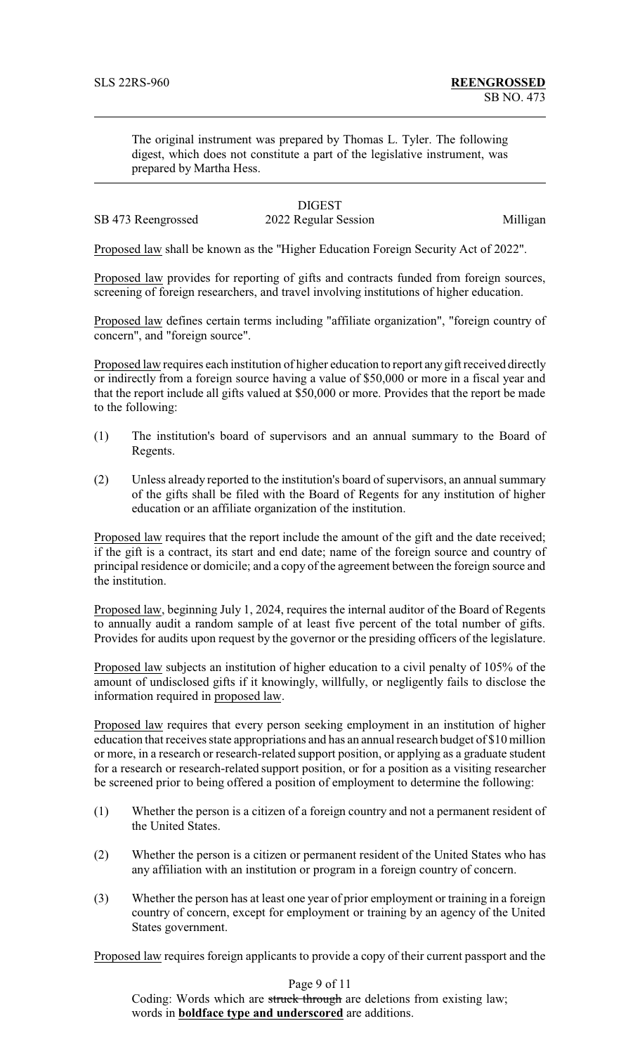The original instrument was prepared by Thomas L. Tyler. The following digest, which does not constitute a part of the legislative instrument, was prepared by Martha Hess.

DIGEST

SB 473 Reengrossed 2022 Regular Session Milligan

Proposed law shall be known as the "Higher Education Foreign Security Act of 2022".

Proposed law provides for reporting of gifts and contracts funded from foreign sources, screening of foreign researchers, and travel involving institutions of higher education.

Proposed law defines certain terms including "affiliate organization", "foreign country of concern", and "foreign source".

Proposed law requires each institution of higher education to report any gift received directly or indirectly from a foreign source having a value of $50,000 or more in a fiscal year and that the report include all gifts valued at $50,000 or more. Provides that the report be made to the following:

(1) The institution's board of supervisors and an annual summary to the Board of Regents.

(2) Unless already reported to the institution's board of supervisors, an annual summary of the gifts shall be filed with the Board of Regents for any institution of higher education or an affiliate organization of the institution.

Proposed law requires that the report include the amount of the gift and the date received; if the gift is a contract, its start and end date; name of the foreign source and country of principal residence or domicile; and a copy of the agreement between the foreign source and the institution.

Proposed law, beginning July 1, 2024, requires the internal auditor of the Board of Regents to annually audit a random sample of at least five percent of the total number of gifts. Provides for audits upon request by the governor or the presiding officers of the legislature.

Proposed law subjects an institution of higher education to a civil penalty of 105% of the amount of undisclosed gifts if it knowingly, willfully, or negligently fails to disclose the information required in proposed law.

Proposed law requires that every person seeking employment in an institution of higher education that receives state appropriations and has an annual research budget of $10 million or more, in a research or research-related support position, or applying as a graduate student for a research or research-related support position, or for a position as a visiting researcher be screened prior to being offered a position of employment to determine the following:

(1) Whether the person is a citizen of a foreign country and not a permanent resident of the United States.

(2) Whether the person is a citizen or permanent resident of the United States who has any affiliation with an institution or program in a foreign country of concern.

(3) Whether the person has at least one year of prior employment or training in a foreign country of concern, except for employment or training by an agency of the United States government.

Proposed law requires foreign applicants to provide a copy of their current passport and the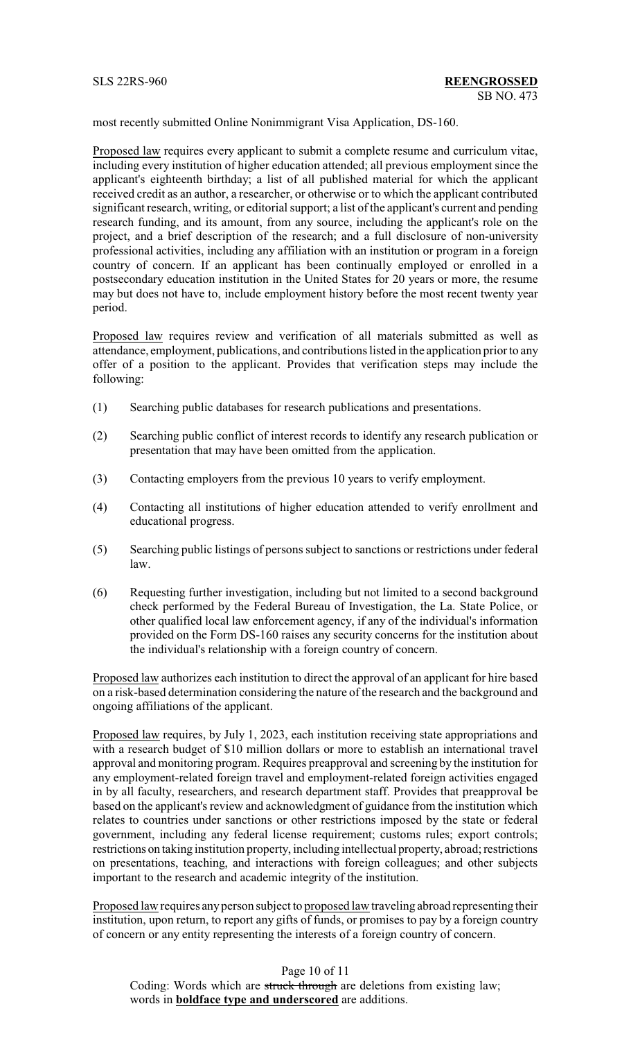most recently submitted Online Nonimmigrant Visa Application, DS-160.

Proposed law requires every applicant to submit a complete resume and curriculum vitae, including every institution of higher education attended; all previous employment since the applicant's eighteenth birthday; a list of all published material for which the applicant received credit as an author, a researcher, or otherwise or to which the applicant contributed significant research, writing, or editorial support; a list of the applicant's current and pending research funding, and its amount, from any source, including the applicant's role on the project, and a brief description of the research; and a full disclosure of non-university professional activities, including any affiliation with an institution or program in a foreign country of concern. If an applicant has been continually employed or enrolled in a postsecondary education institution in the United States for 20 years or more, the resume may but does not have to, include employment history before the most recent twenty year period.

Proposed law requires review and verification of all materials submitted as well as attendance, employment, publications, and contributions listed in the application prior to any offer of a position to the applicant. Provides that verification steps may include the following:

(1) Searching public databases for research publications and presentations.

(2) Searching public conflict of interest records to identify any research publication or presentation that may have been omitted from the application.

(3) Contacting employers from the previous 10 years to verify employment.

(4) Contacting all institutions of higher education attended to verify enrollment and educational progress.

(5) Searching public listings of persons subject to sanctions or restrictions under federal law.

(6) Requesting further investigation, including but not limited to a second background check performed by the Federal Bureau of Investigation, the La. State Police, or other qualified local law enforcement agency, if any of the individual's information provided on the Form DS-160 raises any security concerns for the institution about the individual's relationship with a foreign country of concern.

Proposed law authorizes each institution to direct the approval of an applicant for hire based on a risk-based determination considering the nature of the research and the background and ongoing affiliations of the applicant.

Proposed law requires, by July 1, 2023, each institution receiving state appropriations and with a research budget of $10 million dollars or more to establish an international travel approval and monitoring program. Requires preapproval and screening by the institution for any employment-related foreign travel and employment-related foreign activities engaged in by all faculty, researchers, and research department staff. Provides that preapproval be based on the applicant's review and acknowledgment of guidance from the institution which relates to countries under sanctions or other restrictions imposed by the state or federal government, including any federal license requirement; customs rules; export controls; restrictions on taking institution property, including intellectual property, abroad; restrictions on presentations, teaching, and interactions with foreign colleagues; and other subjects important to the research and academic integrity of the institution.

Proposed law requires any person subject to proposed law traveling abroad representing their institution, upon return, to report any gifts of funds, or promises to pay by a foreign country of concern or any entity representing the interests of a foreign country of concern.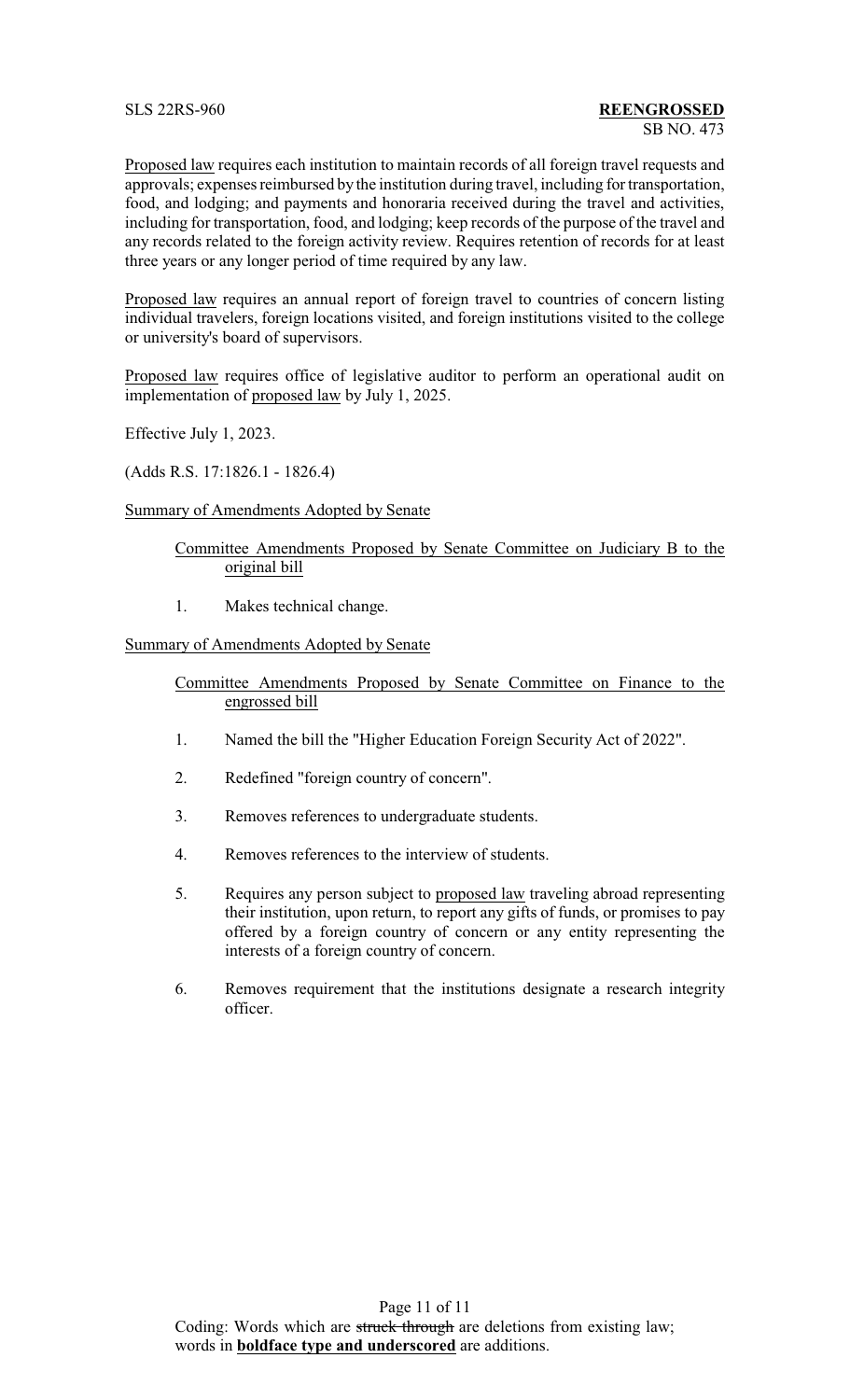Proposed law requires each institution to maintain records of all foreign travel requests and approvals; expenses reimbursed by the institution during travel, including for transportation, food, and lodging; and payments and honoraria received during the travel and activities, including for transportation, food, and lodging; keep records of the purpose of the travel and any records related to the foreign activity review. Requires retention of records for at least three years or any longer period of time required by any law.

Proposed law requires an annual report of foreign travel to countries of concern listing individual travelers, foreign locations visited, and foreign institutions visited to the college or university's board of supervisors.

Proposed law requires office of legislative auditor to perform an operational audit on implementation of proposed law by July 1, 2025.

Effective July 1, 2023.

(Adds R.S. 17:1826.1 - 1826.4)

Summary of Amendments Adopted by Senate

Committee Amendments Proposed by Senate Committee on Judiciary B to the original bill

1. Makes technical change.

Summary of Amendments Adopted by Senate

Committee Amendments Proposed by Senate Committee on Finance to the engrossed bill

1. Named the bill the "Higher Education Foreign Security Act of 2022".
2. Redefined "foreign country of concern".
3. Removes references to undergraduate students.
4. Removes references to the interview of students.
5. Requires any person subject to proposed law traveling abroad representing their institution, upon return, to report any gifts of funds, or promises to pay offered by a foreign country of concern or any entity representing the interests of a foreign country of concern.
6. Removes requirement that the institutions designate a research integrity officer.